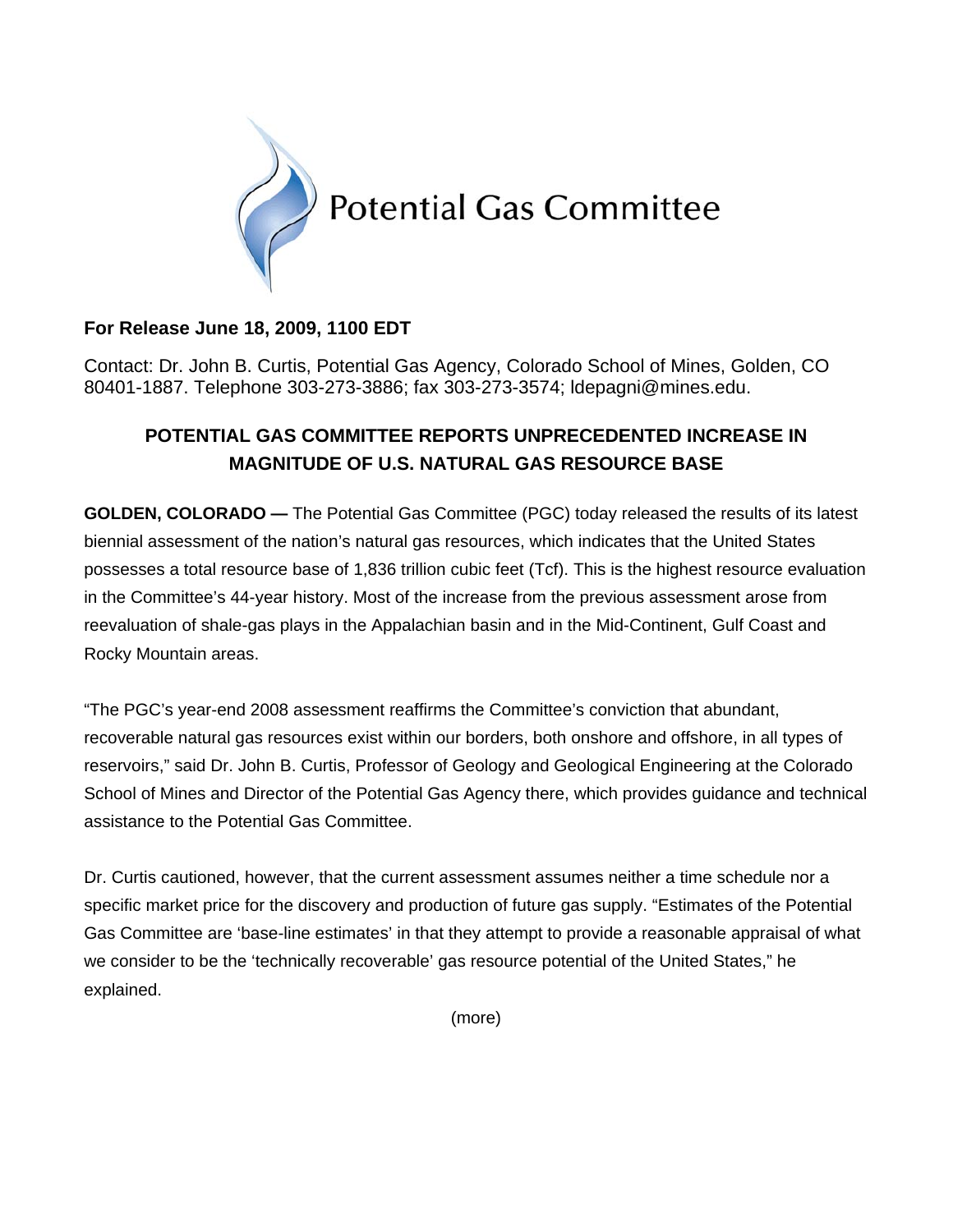Potential Gas Committee

**For Release June 18, 2009, 1100 EDT**

Contact: Dr. John B. Curtis, Potential Gas Agency, Colorado School of Mines, Golden, CO 80401-1887. Telephone 303-273-3886; fax 303-273-3574; ldepagni@mines.edu.

## POTENTIAL GAS COMMITTEE REPORTS UNPRECEDENTED INCREASE IN MAGNITUDE OF U.S. NATURAL GAS RESOURCE BASE

**GOLDEN, COLORADO —** The Potential Gas Committee (PGC) today released the results of its latest biennial assessment of the nation's natural gas resources, which indicates that the United States possesses a total resource base of 1,836 trillion cubic feet (Tcf). This is the highest resource evaluation in the Committee's 44-year history. Most of the increase from the previous assessment arose from reevaluation of shale-gas plays in the Appalachian basin and in the Mid-Continent, Gulf Coast and Rocky Mountain areas.

"The PGC's year-end 2008 assessment reaffirms the Committee's conviction that abundant, recoverable natural gas resources exist within our borders, both onshore and offshore, in all types of reservoirs," said Dr. John B. Curtis, Professor of Geology and Geological Engineering at the Colorado School of Mines and Director of the Potential Gas Agency there, which provides guidance and technical assistance to the Potential Gas Committee.

Dr. Curtis cautioned, however, that the current assessment assumes neither a time schedule nor a specific market price for the discovery and production of future gas supply. "Estimates of the Potential Gas Committee are 'base-line estimates' in that they attempt to provide a reasonable appraisal of what we consider to be the 'technically recoverable' gas resource potential of the United States," he explained.

(more)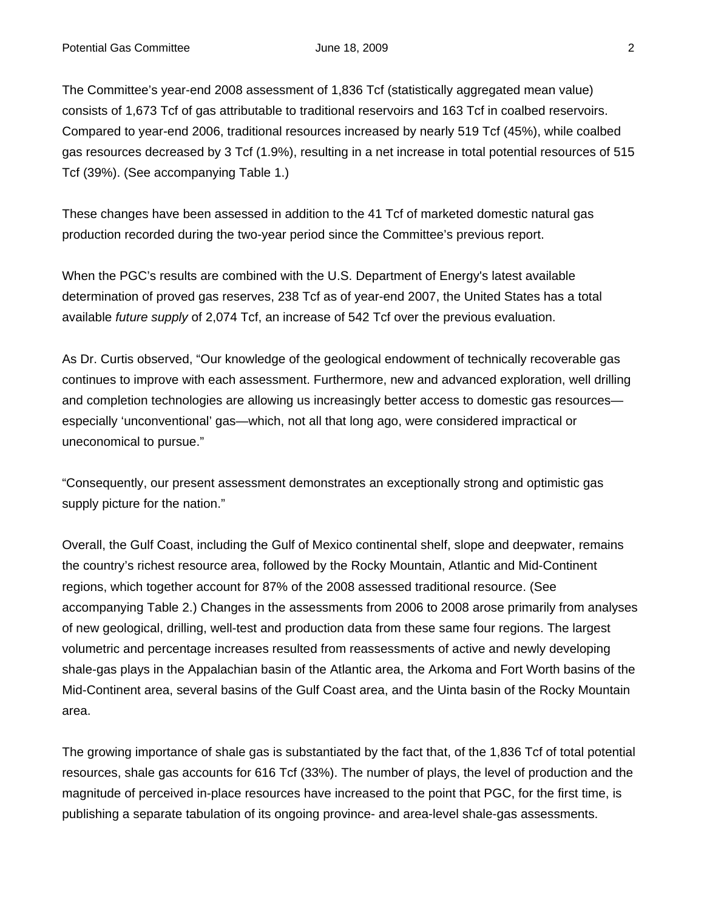The Committee's year-end 2008 assessment of 1,836 Tcf (statistically aggregated mean value) consists of 1,673 Tcf of gas attributable to traditional reservoirs and 163 Tcf in coalbed reservoirs. Compared to year-end 2006, traditional resources increased by nearly 519 Tcf (45%), while coalbed gas resources decreased by 3 Tcf (1.9%), resulting in a net increase in total potential resources of 515 Tcf (39%). (See accompanying Table 1.)

These changes have been assessed in addition to the 41 Tcf of marketed domestic natural gas production recorded during the two-year period since the Committee's previous report.

When the PGC's results are combined with the U.S. Department of Energy's latest available determination of proved gas reserves, 238 Tcf as of year-end 2007, the United States has a total available *future supply* of 2,074 Tcf, an increase of 542 Tcf over the previous evaluation.

As Dr. Curtis observed, "Our knowledge of the geological endowment of technically recoverable gas continues to improve with each assessment. Furthermore, new and advanced exploration, well drilling and completion technologies are allowing us increasingly better access to domestic gas resources—especially 'unconventional' gas—which, not all that long ago, were considered impractical or uneconomical to pursue."

"Consequently, our present assessment demonstrates an exceptionally strong and optimistic gas supply picture for the nation."

Overall, the Gulf Coast, including the Gulf of Mexico continental shelf, slope and deepwater, remains the country's richest resource area, followed by the Rocky Mountain, Atlantic and Mid-Continent regions, which together account for 87% of the 2008 assessed traditional resource. (See accompanying Table 2.) Changes in the assessments from 2006 to 2008 arose primarily from analyses of new geological, drilling, well-test and production data from these same four regions. The largest volumetric and percentage increases resulted from reassessments of active and newly developing shale-gas plays in the Appalachian basin of the Atlantic area, the Arkoma and Fort Worth basins of the Mid-Continent area, several basins of the Gulf Coast area, and the Uinta basin of the Rocky Mountain area.

The growing importance of shale gas is substantiated by the fact that, of the 1,836 Tcf of total potential resources, shale gas accounts for 616 Tcf (33%). The number of plays, the level of production and the magnitude of perceived in-place resources have increased to the point that PGC, for the first time, is publishing a separate tabulation of its ongoing province- and area-level shale-gas assessments.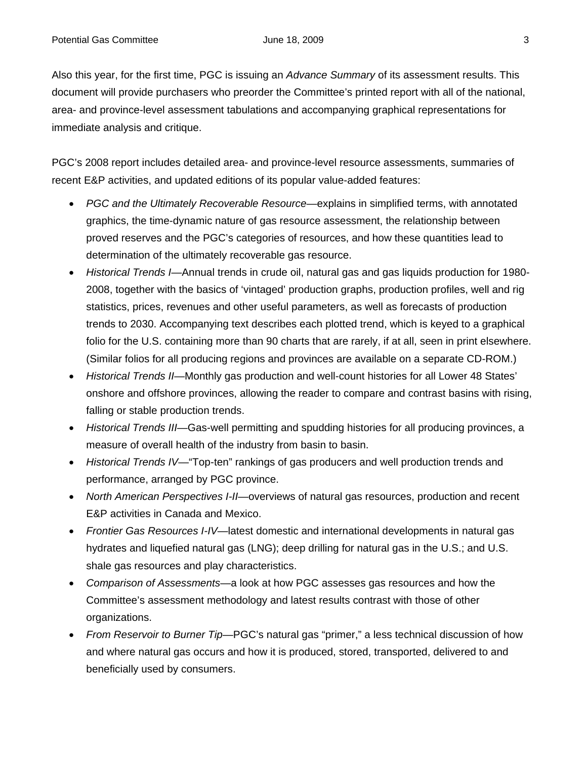Also this year, for the first time, PGC is issuing an *Advance Summary* of its assessment results. This document will provide purchasers who preorder the Committee's printed report with all of the national, area- and province-level assessment tabulations and accompanying graphical representations for immediate analysis and critique.

PGC's 2008 report includes detailed area- and province-level resource assessments, summaries of recent E&P activities, and updated editions of its popular value-added features:

- *PGC and the Ultimately Recoverable Resource*—explains in simplified terms, with annotated graphics, the time-dynamic nature of gas resource assessment, the relationship between proved reserves and the PGC's categories of resources, and how these quantities lead to determination of the ultimately recoverable gas resource.
- *Historical Trends I*—Annual trends in crude oil, natural gas and gas liquids production for 1980-2008, together with the basics of 'vintaged' production graphs, production profiles, well and rig statistics, prices, revenues and other useful parameters, as well as forecasts of production trends to 2030. Accompanying text describes each plotted trend, which is keyed to a graphical folio for the U.S. containing more than 90 charts that are rarely, if at all, seen in print elsewhere. (Similar folios for all producing regions and provinces are available on a separate CD-ROM.)
- *Historical Trends II*—Monthly gas production and well-count histories for all Lower 48 States' onshore and offshore provinces, allowing the reader to compare and contrast basins with rising, falling or stable production trends.
- *Historical Trends III*—Gas-well permitting and spudding histories for all producing provinces, a measure of overall health of the industry from basin to basin.
- *Historical Trends IV*—"Top-ten" rankings of gas producers and well production trends and performance, arranged by PGC province.
- *North American Perspectives I-II*—overviews of natural gas resources, production and recent E&P activities in Canada and Mexico.
- *Frontier Gas Resources I-IV*—latest domestic and international developments in natural gas hydrates and liquefied natural gas (LNG); deep drilling for natural gas in the U.S.; and U.S. shale gas resources and play characteristics.
- *Comparison of Assessments*—a look at how PGC assesses gas resources and how the Committee's assessment methodology and latest results contrast with those of other organizations.
- *From Reservoir to Burner Tip*—PGC's natural gas "primer," a less technical discussion of how and where natural gas occurs and how it is produced, stored, transported, delivered to and beneficially used by consumers.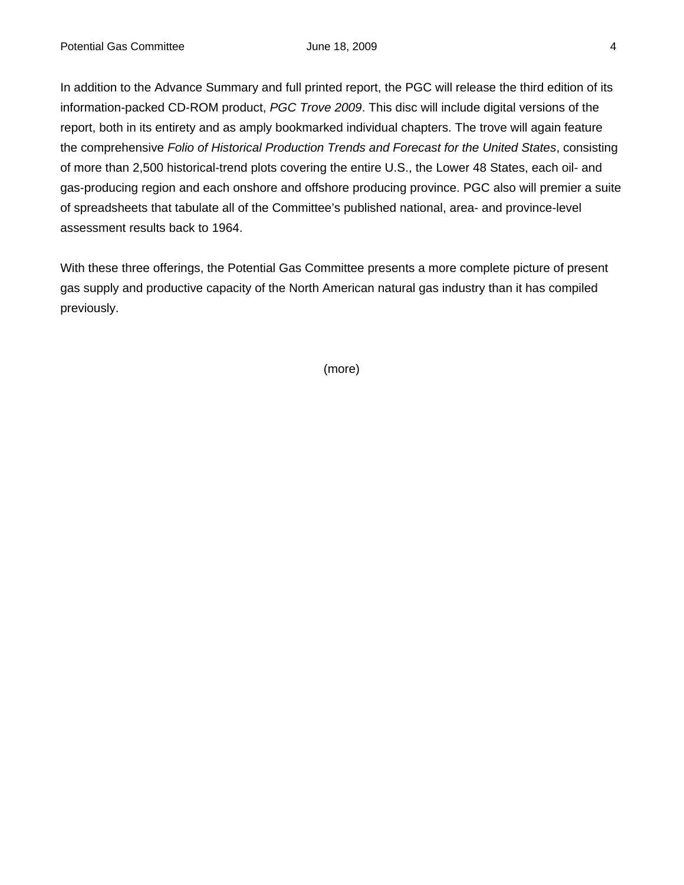In addition to the Advance Summary and full printed report, the PGC will release the third edition of its information-packed CD-ROM product, *PGC Trove 2009*. This disc will include digital versions of the report, both in its entirety and as amply bookmarked individual chapters. The trove will again feature the comprehensive *Folio of Historical Production Trends and Forecast for the United States*, consisting of more than 2,500 historical-trend plots covering the entire U.S., the Lower 48 States, each oil- and gas-producing region and each onshore and offshore producing province. PGC also will premier a suite of spreadsheets that tabulate all of the Committee's published national, area- and province-level assessment results back to 1964.

With these three offerings, the Potential Gas Committee presents a more complete picture of present gas supply and productive capacity of the North American natural gas industry than it has compiled previously.

(more)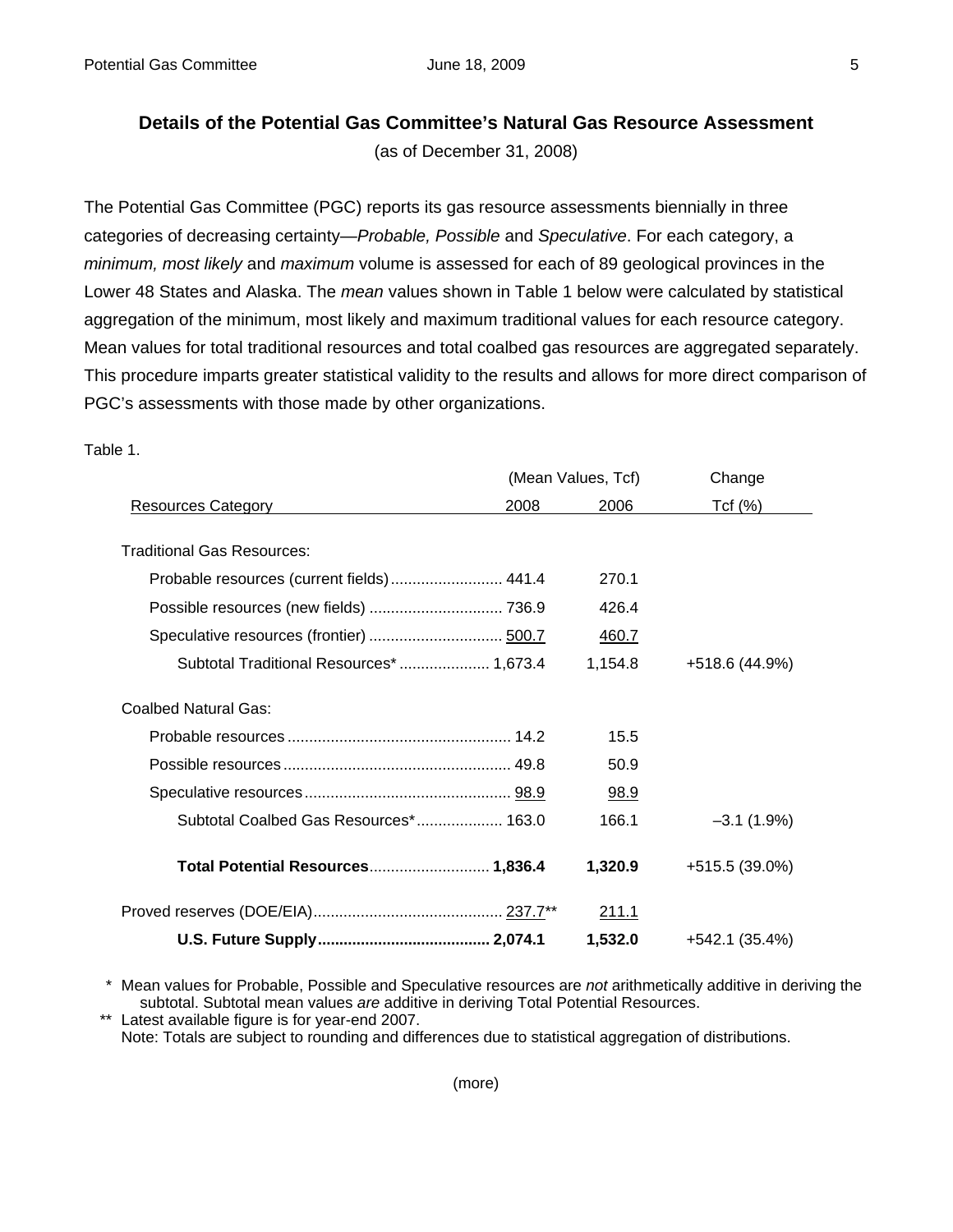## Details of the Potential Gas Committee's Natural Gas Resource Assessment

(as of December 31, 2008)

The Potential Gas Committee (PGC) reports its gas resource assessments biennially in three categories of decreasing certainty—*Probable, Possible* and *Speculative*. For each category, a *minimum, most likely* and *maximum* volume is assessed for each of 89 geological provinces in the Lower 48 States and Alaska. The *mean* values shown in Table 1 below were calculated by statistical aggregation of the minimum, most likely and maximum traditional values for each resource category. Mean values for total traditional resources and total coalbed gas resources are aggregated separately. This procedure imparts greater statistical validity to the results and allows for more direct comparison of PGC's assessments with those made by other organizations.

Table 1.

| | (Mean Values, Tcf) | | Change |
|---|---|---|---|
| Resources Category | 2008 | 2006 | Tcf (%) |
| Traditional Gas Resources: | | | |
| Probable resources (current fields) | 441.4 | 270.1 | |
| Possible resources (new fields) | 736.9 | 426.4 | |
| Speculative resources (frontier) | 500.7 | 460.7 | |
| Subtotal Traditional Resources* | 1,673.4 | 1,154.8 | +518.6 (44.9%) |
| Coalbed Natural Gas: | | | |
| Probable resources | 14.2 | 15.5 | |
| Possible resources | 49.8 | 50.9 | |
| Speculative resources | 98.9 | 98.9 | |
| Subtotal Coalbed Gas Resources* | 163.0 | 166.1 | –3.1 (1.9%) |
| **Total Potential Resources** | **1,836.4** | **1,320.9** | +515.5 (39.0%) |
| Proved reserves (DOE/EIA) | 237.7** | 211.1 | |
| **U.S. Future Supply** | **2,074.1** | **1,532.0** | +542.1 (35.4%) |

\* Mean values for Probable, Possible and Speculative resources are *not* arithmetically additive in deriving the subtotal. Subtotal mean values *are* additive in deriving Total Potential Resources.

\*\* Latest available figure is for year-end 2007.

Note: Totals are subject to rounding and differences due to statistical aggregation of distributions.

(more)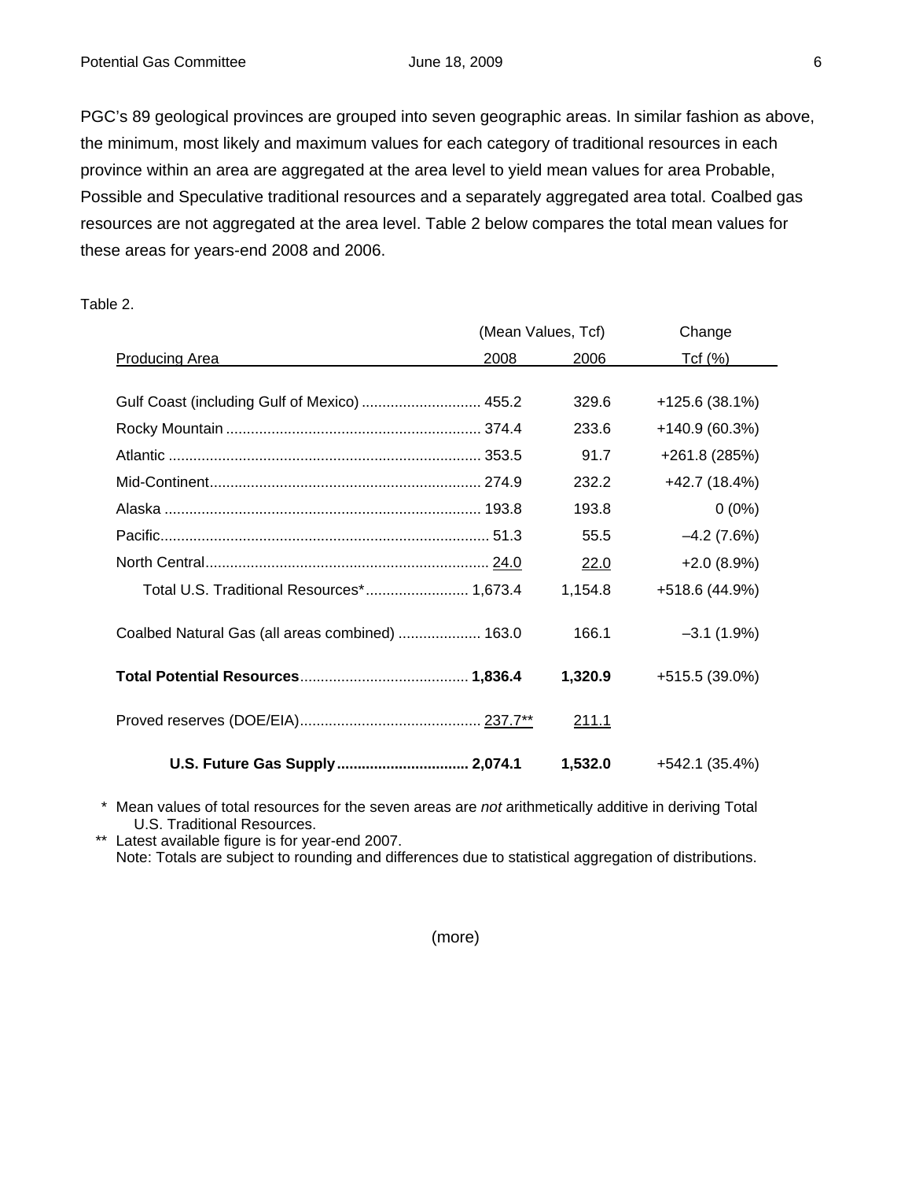PGC's 89 geological provinces are grouped into seven geographic areas. In similar fashion as above, the minimum, most likely and maximum values for each category of traditional resources in each province within an area are aggregated at the area level to yield mean values for area Probable, Possible and Speculative traditional resources and a separately aggregated area total. Coalbed gas resources are not aggregated at the area level. Table 2 below compares the total mean values for these areas for years-end 2008 and 2006.

Table 2.

| Producing Area | (Mean Values, Tcf) 2008 | 2006 | Change Tcf (%) |
|---|---|---|---|
| Gulf Coast (including Gulf of Mexico) | 455.2 | 329.6 | +125.6 (38.1%) |
| Rocky Mountain | 374.4 | 233.6 | +140.9 (60.3%) |
| Atlantic | 353.5 | 91.7 | +261.8 (285%) |
| Mid-Continent | 274.9 | 232.2 | +42.7 (18.4%) |
| Alaska | 193.8 | 193.8 | 0 (0%) |
| Pacific | 51.3 | 55.5 | –4.2 (7.6%) |
| North Central | 24.0 | 22.0 | +2.0 (8.9%) |
| Total U.S. Traditional Resources* | 1,673.4 | 1,154.8 | +518.6 (44.9%) |
| Coalbed Natural Gas (all areas combined) | 163.0 | 166.1 | –3.1 (1.9%) |
| **Total Potential Resources** | **1,836.4** | **1,320.9** | +515.5 (39.0%) |
| Proved reserves (DOE/EIA) | 237.7** | 211.1 | |
| **U.S. Future Gas Supply** | **2,074.1** | **1,532.0** | +542.1 (35.4%) |

\* Mean values of total resources for the seven areas are *not* arithmetically additive in deriving Total U.S. Traditional Resources.

** Latest available figure is for year-end 2007.

Note: Totals are subject to rounding and differences due to statistical aggregation of distributions.

(more)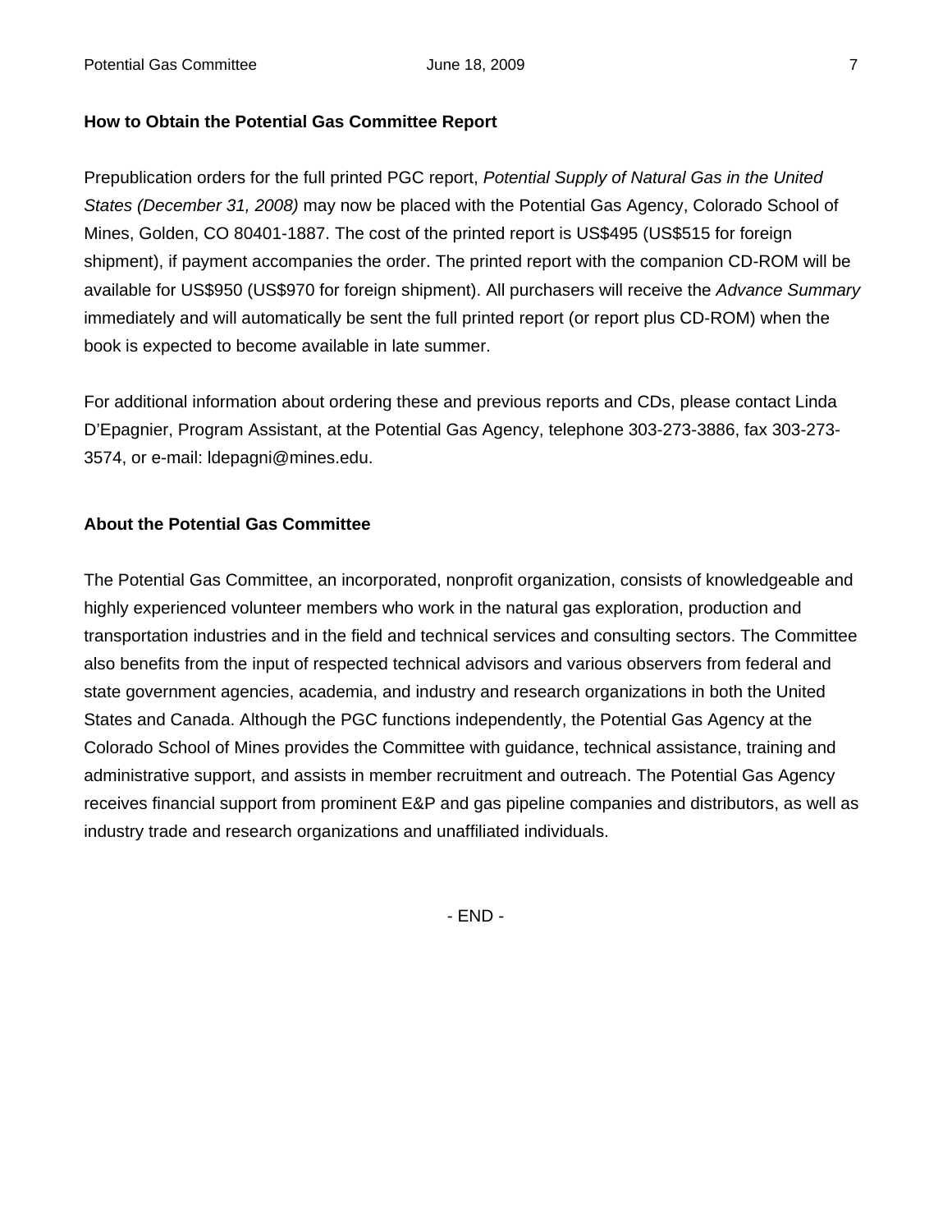**How to Obtain the Potential Gas Committee Report**

Prepublication orders for the full printed PGC report, *Potential Supply of Natural Gas in the United States (December 31, 2008)* may now be placed with the Potential Gas Agency, Colorado School of Mines, Golden, CO 80401-1887. The cost of the printed report is US$495 (US$515 for foreign shipment), if payment accompanies the order. The printed report with the companion CD-ROM will be available for US$950 (US$970 for foreign shipment). All purchasers will receive the *Advance Summary* immediately and will automatically be sent the full printed report (or report plus CD-ROM) when the book is expected to become available in late summer.

For additional information about ordering these and previous reports and CDs, please contact Linda D'Epagnier, Program Assistant, at the Potential Gas Agency, telephone 303-273-3886, fax 303-273-3574, or e-mail: ldepagni@mines.edu.

**About the Potential Gas Committee**

The Potential Gas Committee, an incorporated, nonprofit organization, consists of knowledgeable and highly experienced volunteer members who work in the natural gas exploration, production and transportation industries and in the field and technical services and consulting sectors. The Committee also benefits from the input of respected technical advisors and various observers from federal and state government agencies, academia, and industry and research organizations in both the United States and Canada. Although the PGC functions independently, the Potential Gas Agency at the Colorado School of Mines provides the Committee with guidance, technical assistance, training and administrative support, and assists in member recruitment and outreach. The Potential Gas Agency receives financial support from prominent E&P and gas pipeline companies and distributors, as well as industry trade and research organizations and unaffiliated individuals.

- END -